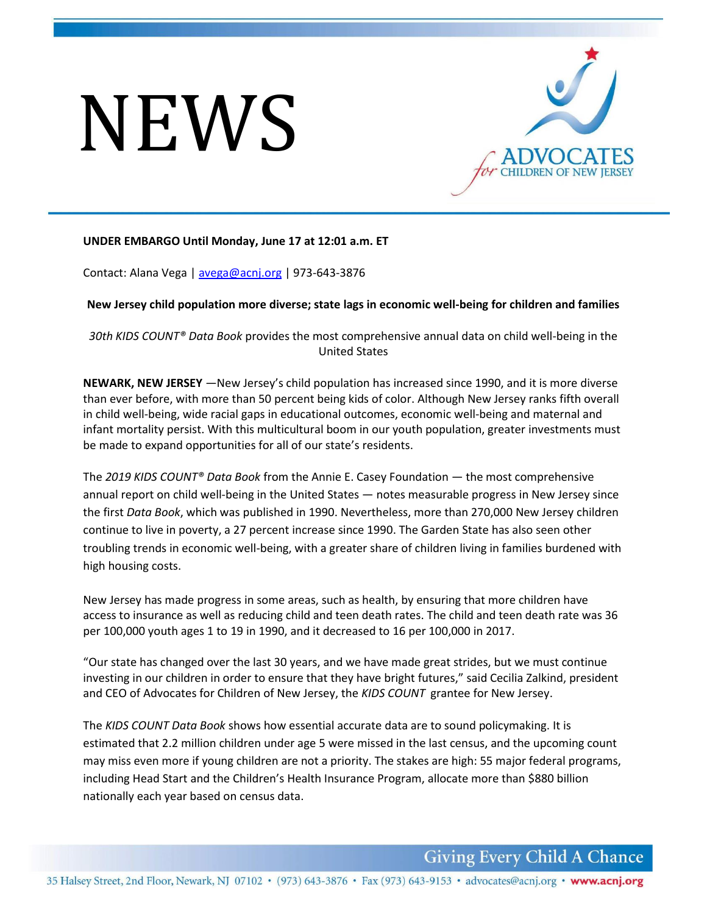# NEWS

**UNDER EMBARGO Until Monday, June 17 at 12:01 a.m. ET**

Contact: Alana Vega | avega@acnj.org | 973-643-3876

**New Jersey child population more diverse; state lags in economic well-being for children and families**

*30th KIDS COUNT® Data Book* provides the most comprehensive annual data on child well-being in the United States

**NEWARK, NEW JERSEY** —New Jersey's child population has increased since 1990, and it is more diverse than ever before, with more than 50 percent being kids of color. Although New Jersey ranks fifth overall in child well-being, wide racial gaps in educational outcomes, economic well-being and maternal and infant mortality persist. With this multicultural boom in our youth population, greater investments must be made to expand opportunities for all of our state's residents.

The *2019 KIDS COUNT® Data Book* from the Annie E. Casey Foundation — the most comprehensive annual report on child well-being in the United States — notes measurable progress in New Jersey since the first *Data Book*, which was published in 1990. Nevertheless, more than 270,000 New Jersey children continue to live in poverty, a 27 percent increase since 1990. The Garden State has also seen other troubling trends in economic well-being, with a greater share of children living in families burdened with high housing costs.

New Jersey has made progress in some areas, such as health, by ensuring that more children have access to insurance as well as reducing child and teen death rates. The child and teen death rate was 36 per 100,000 youth ages 1 to 19 in 1990, and it decreased to 16 per 100,000 in 2017.

"Our state has changed over the last 30 years, and we have made great strides, but we must continue investing in our children in order to ensure that they have bright futures," said Cecilia Zalkind, president and CEO of Advocates for Children of New Jersey, the *KIDS COUNT* grantee for New Jersey.

The *KIDS COUNT Data Book* shows how essential accurate data are to sound policymaking. It is estimated that 2.2 million children under age 5 were missed in the last census, and the upcoming count may miss even more if young children are not a priority. The stakes are high: 55 major federal programs, including Head Start and the Children's Health Insurance Program, allocate more than $880 billion nationally each year based on census data.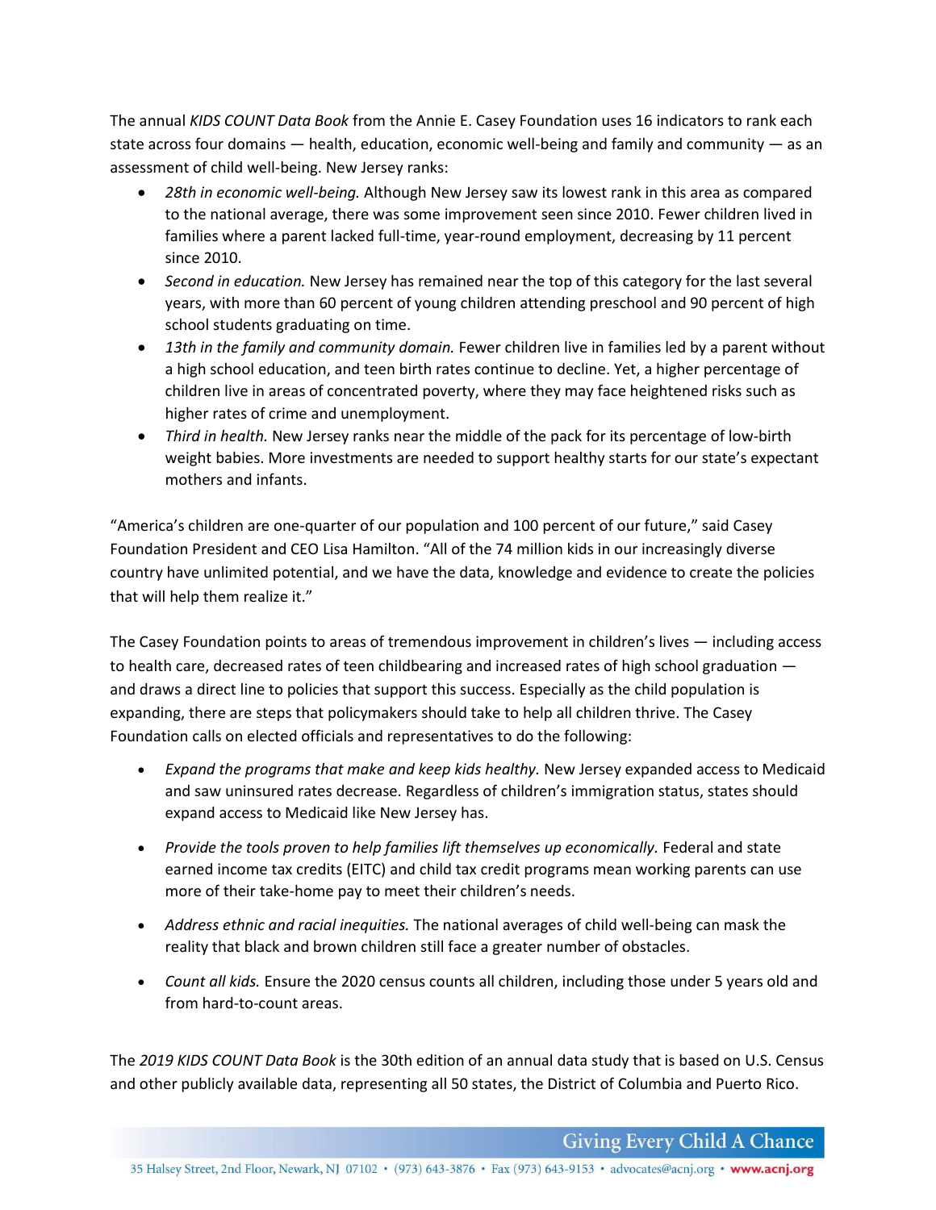The annual *KIDS COUNT Data Book* from the Annie E. Casey Foundation uses 16 indicators to rank each state across four domains — health, education, economic well-being and family and community — as an assessment of child well-being. New Jersey ranks:

- *28th in economic well-being.* Although New Jersey saw its lowest rank in this area as compared to the national average, there was some improvement seen since 2010. Fewer children lived in families where a parent lacked full-time, year-round employment, decreasing by 11 percent since 2010.
- *Second in education.* New Jersey has remained near the top of this category for the last several years, with more than 60 percent of young children attending preschool and 90 percent of high school students graduating on time.
- *13th in the family and community domain.* Fewer children live in families led by a parent without a high school education, and teen birth rates continue to decline. Yet, a higher percentage of children live in areas of concentrated poverty, where they may face heightened risks such as higher rates of crime and unemployment.
- *Third in health.* New Jersey ranks near the middle of the pack for its percentage of low-birth weight babies. More investments are needed to support healthy starts for our state's expectant mothers and infants.

"America's children are one-quarter of our population and 100 percent of our future," said Casey Foundation President and CEO Lisa Hamilton. "All of the 74 million kids in our increasingly diverse country have unlimited potential, and we have the data, knowledge and evidence to create the policies that will help them realize it."

The Casey Foundation points to areas of tremendous improvement in children's lives — including access to health care, decreased rates of teen childbearing and increased rates of high school graduation — and draws a direct line to policies that support this success. Especially as the child population is expanding, there are steps that policymakers should take to help all children thrive. The Casey Foundation calls on elected officials and representatives to do the following:

- *Expand the programs that make and keep kids healthy.* New Jersey expanded access to Medicaid and saw uninsured rates decrease. Regardless of children's immigration status, states should expand access to Medicaid like New Jersey has.

- *Provide the tools proven to help families lift themselves up economically.* Federal and state earned income tax credits (EITC) and child tax credit programs mean working parents can use more of their take-home pay to meet their children's needs.

- *Address ethnic and racial inequities.* The national averages of child well-being can mask the reality that black and brown children still face a greater number of obstacles.

- *Count all kids.* Ensure the 2020 census counts all children, including those under 5 years old and from hard-to-count areas.

The *2019 KIDS COUNT Data Book* is the 30th edition of an annual data study that is based on U.S. Census and other publicly available data, representing all 50 states, the District of Columbia and Puerto Rico.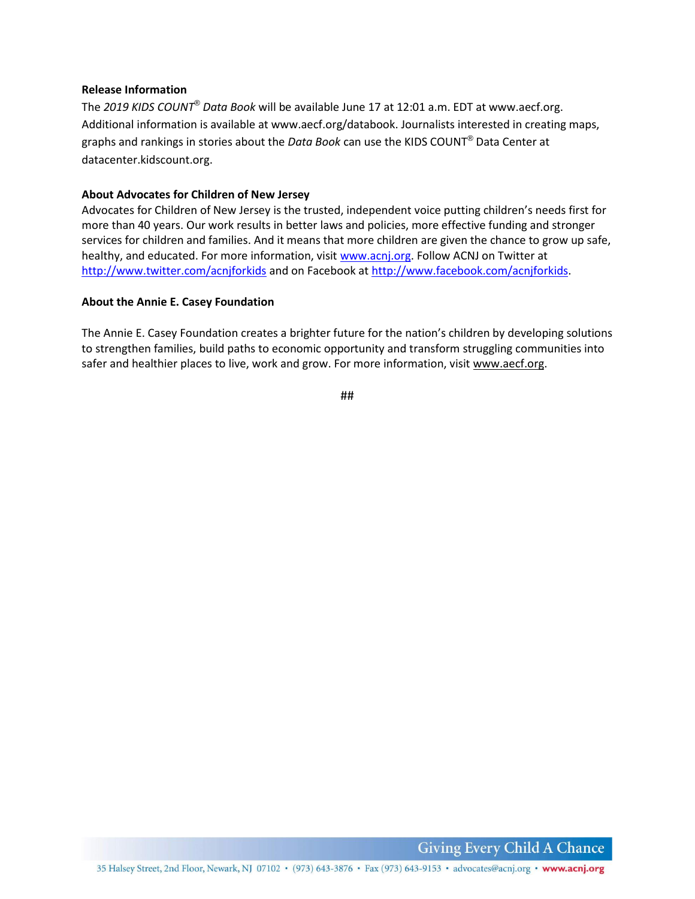**Release Information**

The *2019 KIDS COUNT® Data Book* will be available June 17 at 12:01 a.m. EDT at www.aecf.org. Additional information is available at www.aecf.org/databook. Journalists interested in creating maps, graphs and rankings in stories about the *Data Book* can use the KIDS COUNT® Data Center at datacenter.kidscount.org.

**About Advocates for Children of New Jersey**

Advocates for Children of New Jersey is the trusted, independent voice putting children's needs first for more than 40 years. Our work results in better laws and policies, more effective funding and stronger services for children and families. And it means that more children are given the chance to grow up safe, healthy, and educated. For more information, visit www.acnj.org. Follow ACNJ on Twitter at http://www.twitter.com/acnjforkids and on Facebook at http://www.facebook.com/acnjforkids.

**About the Annie E. Casey Foundation**

The Annie E. Casey Foundation creates a brighter future for the nation's children by developing solutions to strengthen families, build paths to economic opportunity and transform struggling communities into safer and healthier places to live, work and grow. For more information, visit www.aecf.org.

##

Giving Every Child A Chance

35 Halsey Street, 2nd Floor, Newark, NJ 07102 • (973) 643-3876 • Fax (973) 643-9153 • advocates@acnj.org • www.acnj.org